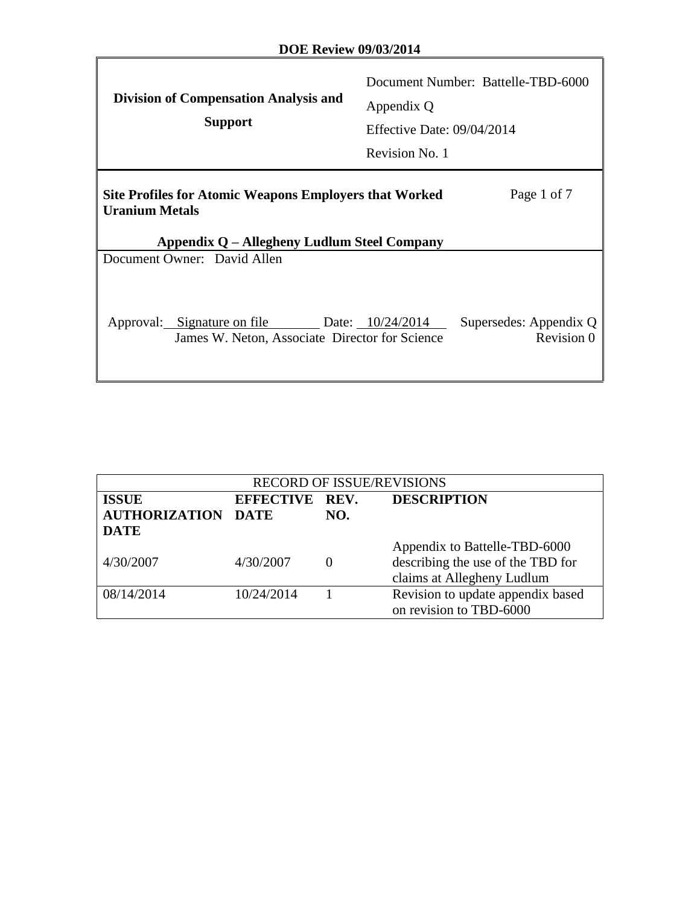**DOE Review 09/03/2014**

| **Division of Compensation Analysis and Support** | Document Number: Battelle-TBD-6000<br>Appendix Q<br>Effective Date: 09/04/2014<br>Revision No. 1 |
|---|---|

**Site Profiles for Atomic Weapons Employers that Worked Uranium Metals**

**Appendix Q – Allegheny Ludlum Steel Company**

Document Owner: David Allen

Approval: Signature on file Date: 10/24/2014
James W. Neton, Associate Director for Science

Supersedes: Appendix Q Revision 0

| RECORD OF ISSUE/REVISIONS | | | |
|---|---|---|---|
| **ISSUE AUTHORIZATION DATE** | **EFFECTIVE DATE** | **REV. NO.** | **DESCRIPTION** |
| 4/30/2007 | 4/30/2007 | 0 | Appendix to Battelle-TBD-6000 describing the use of the TBD for claims at Allegheny Ludlum |
| 08/14/2014 | 10/24/2014 | 1 | Revision to update appendix based on revision to TBD-6000 |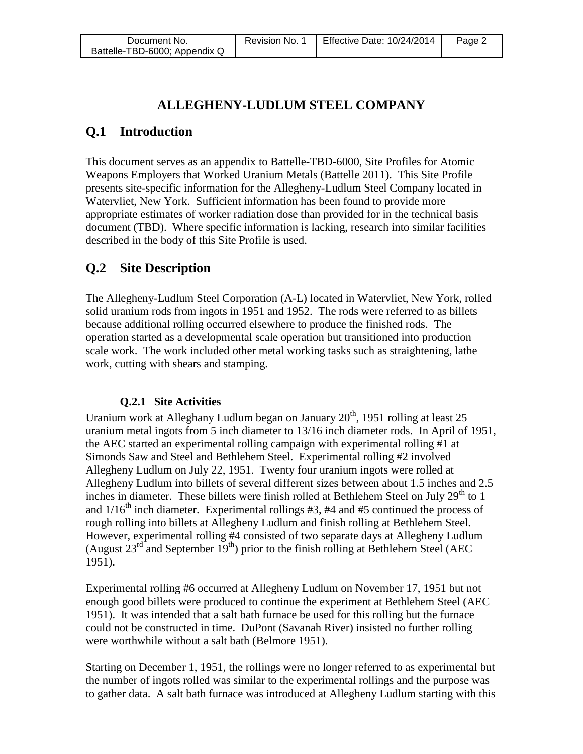# ALLEGHENY-LUDLUM STEEL COMPANY

## Q.1 Introduction

This document serves as an appendix to Battelle-TBD-6000, Site Profiles for Atomic Weapons Employers that Worked Uranium Metals (Battelle 2011). This Site Profile presents site-specific information for the Allegheny-Ludlum Steel Company located in Watervliet, New York. Sufficient information has been found to provide more appropriate estimates of worker radiation dose than provided for in the technical basis document (TBD). Where specific information is lacking, research into similar facilities described in the body of this Site Profile is used.

## Q.2 Site Description

The Allegheny-Ludlum Steel Corporation (A-L) located in Watervliet, New York, rolled solid uranium rods from ingots in 1951 and 1952. The rods were referred to as billets because additional rolling occurred elsewhere to produce the finished rods. The operation started as a developmental scale operation but transitioned into production scale work. The work included other metal working tasks such as straightening, lathe work, cutting with shears and stamping.

### Q.2.1 Site Activities

Uranium work at Alleghany Ludlum began on January 20th, 1951 rolling at least 25 uranium metal ingots from 5 inch diameter to 13/16 inch diameter rods. In April of 1951, the AEC started an experimental rolling campaign with experimental rolling #1 at Simonds Saw and Steel and Bethlehem Steel. Experimental rolling #2 involved Allegheny Ludlum on July 22, 1951. Twenty four uranium ingots were rolled at Allegheny Ludlum into billets of several different sizes between about 1.5 inches and 2.5 inches in diameter. These billets were finish rolled at Bethlehem Steel on July 29th to 1 and 1/16th inch diameter. Experimental rollings #3, #4 and #5 continued the process of rough rolling into billets at Allegheny Ludlum and finish rolling at Bethlehem Steel. However, experimental rolling #4 consisted of two separate days at Allegheny Ludlum (August 23rd and September 19th) prior to the finish rolling at Bethlehem Steel (AEC 1951).

Experimental rolling #6 occurred at Allegheny Ludlum on November 17, 1951 but not enough good billets were produced to continue the experiment at Bethlehem Steel (AEC 1951). It was intended that a salt bath furnace be used for this rolling but the furnace could not be constructed in time. DuPont (Savanah River) insisted no further rolling were worthwhile without a salt bath (Belmore 1951).

Starting on December 1, 1951, the rollings were no longer referred to as experimental but the number of ingots rolled was similar to the experimental rollings and the purpose was to gather data. A salt bath furnace was introduced at Allegheny Ludlum starting with this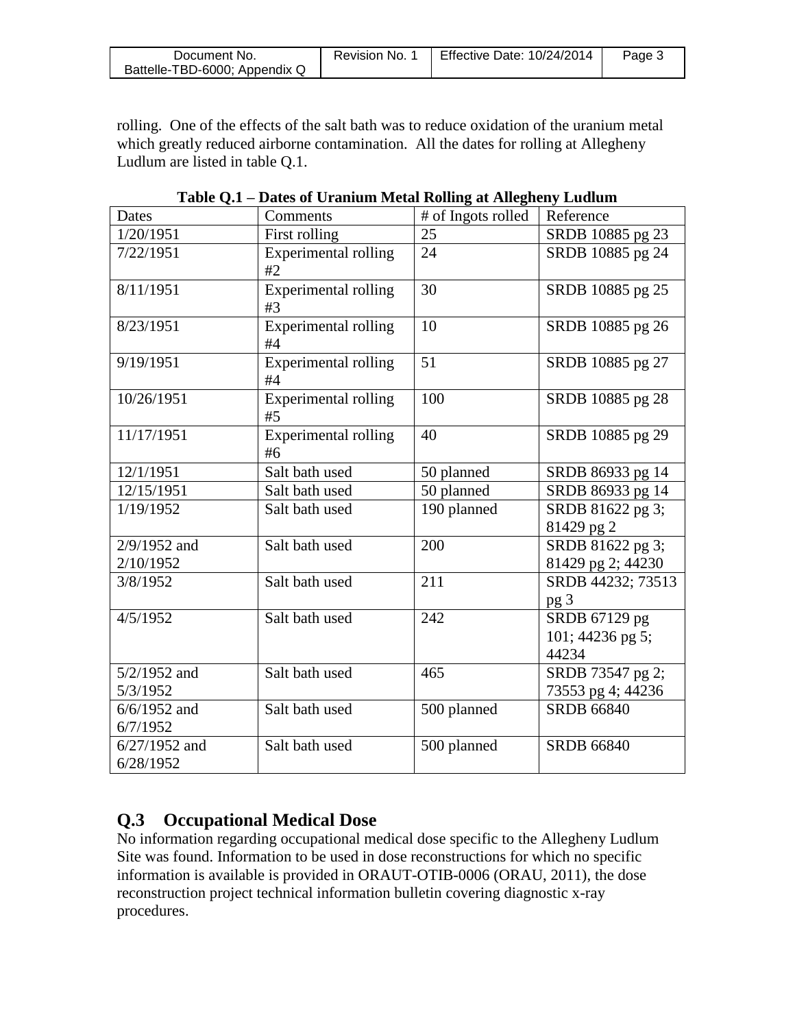rolling. One of the effects of the salt bath was to reduce oxidation of the uranium metal which greatly reduced airborne contamination. All the dates for rolling at Allegheny Ludlum are listed in table Q.1.

**Table Q.1 – Dates of Uranium Metal Rolling at Allegheny Ludlum**

| Dates | Comments | # of Ingots rolled | Reference |
|---|---|---|---|
| 1/20/1951 | First rolling | 25 | SRDB 10885 pg 23 |
| 7/22/1951 | Experimental rolling #2 | 24 | SRDB 10885 pg 24 |
| 8/11/1951 | Experimental rolling #3 | 30 | SRDB 10885 pg 25 |
| 8/23/1951 | Experimental rolling #4 | 10 | SRDB 10885 pg 26 |
| 9/19/1951 | Experimental rolling #4 | 51 | SRDB 10885 pg 27 |
| 10/26/1951 | Experimental rolling #5 | 100 | SRDB 10885 pg 28 |
| 11/17/1951 | Experimental rolling #6 | 40 | SRDB 10885 pg 29 |
| 12/1/1951 | Salt bath used | 50 planned | SRDB 86933 pg 14 |
| 12/15/1951 | Salt bath used | 50 planned | SRDB 86933 pg 14 |
| 1/19/1952 | Salt bath used | 190 planned | SRDB 81622 pg 3; 81429 pg 2 |
| 2/9/1952 and 2/10/1952 | Salt bath used | 200 | SRDB 81622 pg 3; 81429 pg 2; 44230 |
| 3/8/1952 | Salt bath used | 211 | SRDB 44232; 73513 pg 3 |
| 4/5/1952 | Salt bath used | 242 | SRDB 67129 pg 101; 44236 pg 5; 44234 |
| 5/2/1952 and 5/3/1952 | Salt bath used | 465 | SRDB 73547 pg 2; 73553 pg 4; 44236 |
| 6/6/1952 and 6/7/1952 | Salt bath used | 500 planned | SRDB 66840 |
| 6/27/1952 and 6/28/1952 | Salt bath used | 500 planned | SRDB 66840 |

## Q.3 Occupational Medical Dose

No information regarding occupational medical dose specific to the Allegheny Ludlum Site was found. Information to be used in dose reconstructions for which no specific information is available is provided in ORAUT-OTIB-0006 (ORAU, 2011), the dose reconstruction project technical information bulletin covering diagnostic x-ray procedures.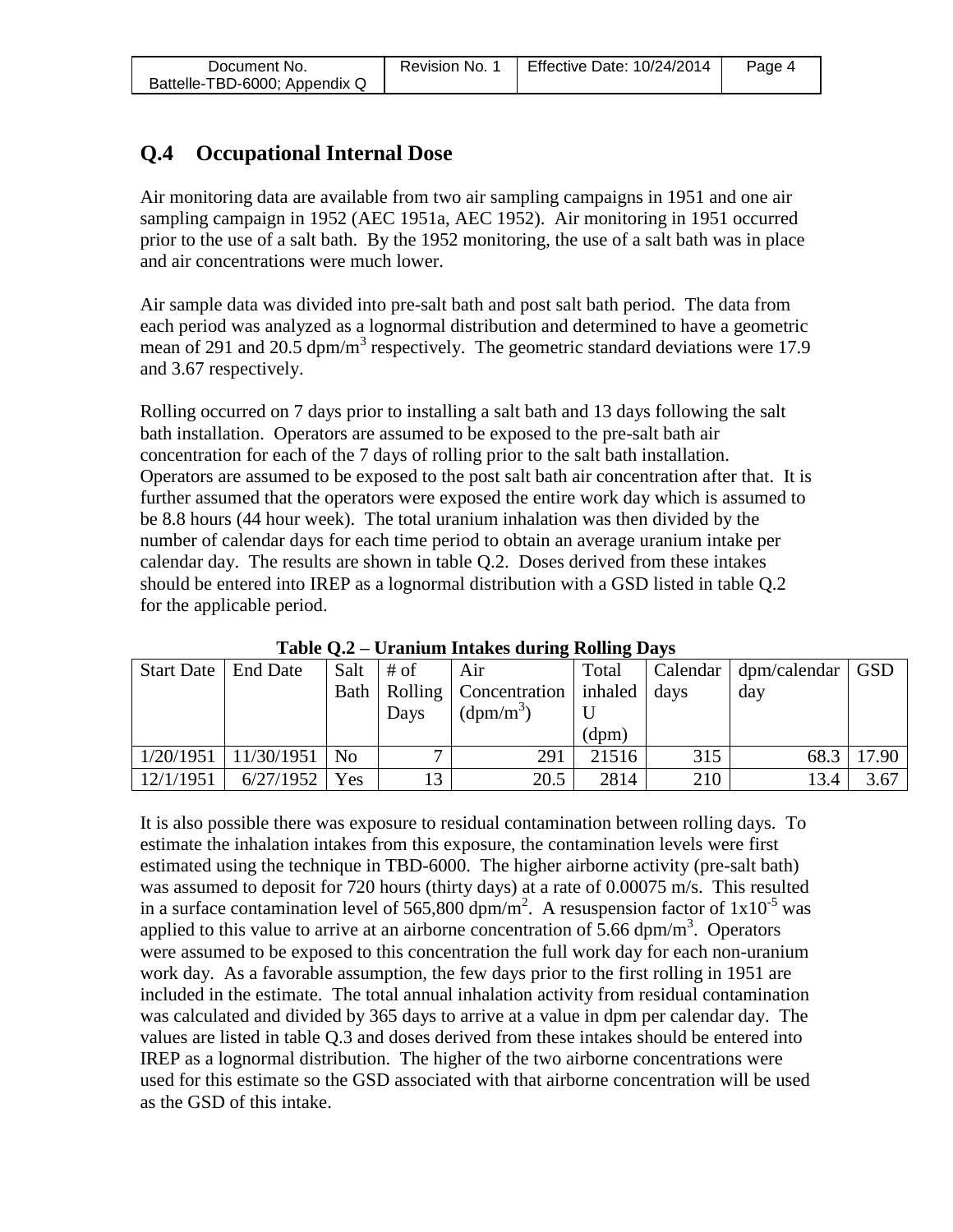## Q.4 Occupational Internal Dose

Air monitoring data are available from two air sampling campaigns in 1951 and one air sampling campaign in 1952 (AEC 1951a, AEC 1952). Air monitoring in 1951 occurred prior to the use of a salt bath. By the 1952 monitoring, the use of a salt bath was in place and air concentrations were much lower.

Air sample data was divided into pre-salt bath and post salt bath period. The data from each period was analyzed as a lognormal distribution and determined to have a geometric mean of 291 and 20.5 dpm/m$^3$ respectively. The geometric standard deviations were 17.9 and 3.67 respectively.

Rolling occurred on 7 days prior to installing a salt bath and 13 days following the salt bath installation. Operators are assumed to be exposed to the pre-salt bath air concentration for each of the 7 days of rolling prior to the salt bath installation. Operators are assumed to be exposed to the post salt bath air concentration after that. It is further assumed that the operators were exposed the entire work day which is assumed to be 8.8 hours (44 hour week). The total uranium inhalation was then divided by the number of calendar days for each time period to obtain an average uranium intake per calendar day. The results are shown in table Q.2. Doses derived from these intakes should be entered into IREP as a lognormal distribution with a GSD listed in table Q.2 for the applicable period.

**Table Q.2 – Uranium Intakes during Rolling Days**

| Start Date | End Date | Salt Bath | # of Rolling Days | Air Concentration (dpm/m$^3$) | Total inhaled U (dpm) | Calendar days | dpm/calendar day | GSD |
|---|---|---|---|---|---|---|---|---|
| 1/20/1951 | 11/30/1951 | No | 7 | 291 | 21516 | 315 | 68.3 | 17.90 |
| 12/1/1951 | 6/27/1952 | Yes | 13 | 20.5 | 2814 | 210 | 13.4 | 3.67 |

It is also possible there was exposure to residual contamination between rolling days. To estimate the inhalation intakes from this exposure, the contamination levels were first estimated using the technique in TBD-6000. The higher airborne activity (pre-salt bath) was assumed to deposit for 720 hours (thirty days) at a rate of 0.00075 m/s. This resulted in a surface contamination level of 565,800 dpm/m$^2$. A resuspension factor of $1 \times 10^{-5}$ was applied to this value to arrive at an airborne concentration of 5.66 dpm/m$^3$. Operators were assumed to be exposed to this concentration the full work day for each non-uranium work day. As a favorable assumption, the few days prior to the first rolling in 1951 are included in the estimate. The total annual inhalation activity from residual contamination was calculated and divided by 365 days to arrive at a value in dpm per calendar day. The values are listed in table Q.3 and doses derived from these intakes should be entered into IREP as a lognormal distribution. The higher of the two airborne concentrations were used for this estimate so the GSD associated with that airborne concentration will be used as the GSD of this intake.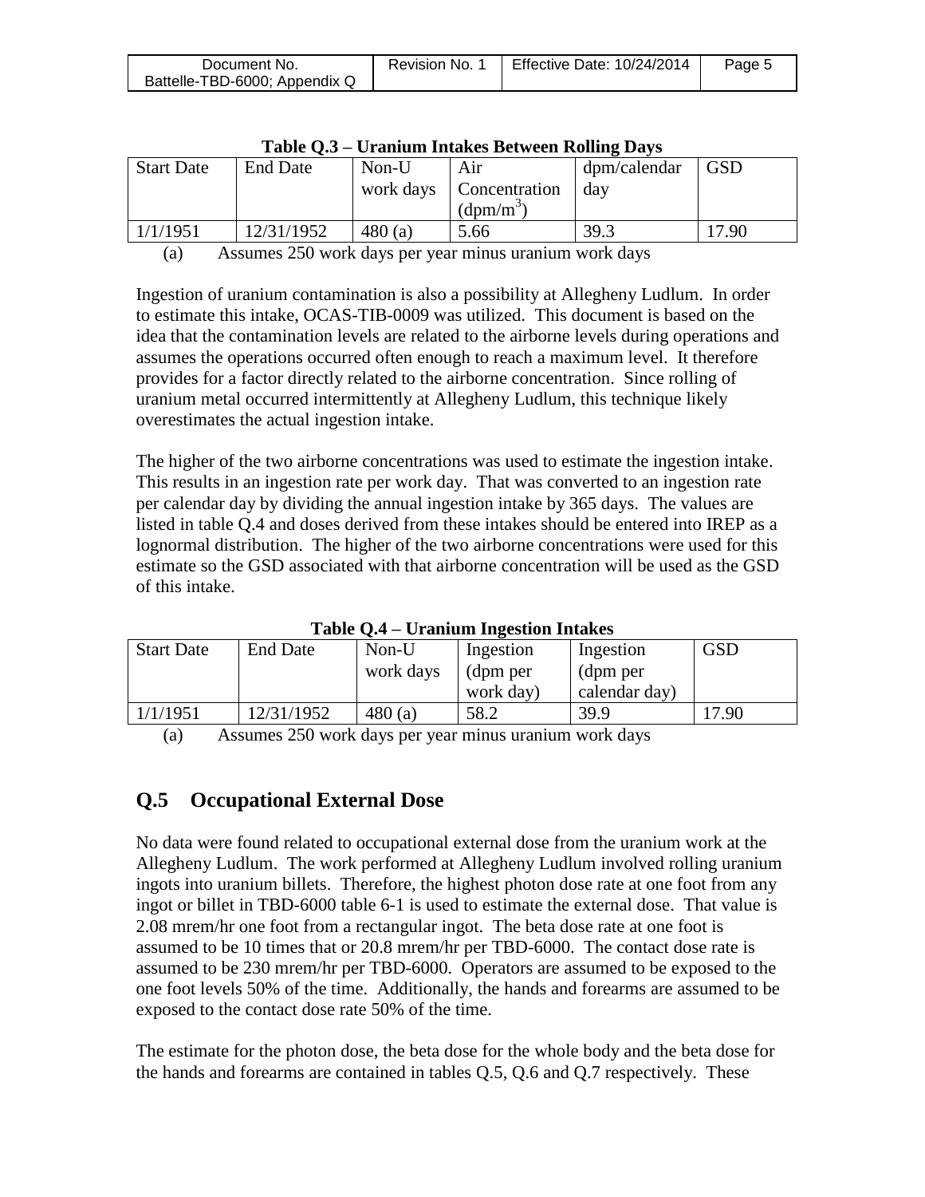**Table Q.3 – Uranium Intakes Between Rolling Days**

| Start Date | End Date | Non-U work days | Air Concentration ($dpm/m^3$) | dpm/calendar day | GSD |
|---|---|---|---|---|---|
| 1/1/1951 | 12/31/1952 | 480 (a) | 5.66 | 39.3 | 17.90 |

(a) Assumes 250 work days per year minus uranium work days

Ingestion of uranium contamination is also a possibility at Allegheny Ludlum. In order to estimate this intake, OCAS-TIB-0009 was utilized. This document is based on the idea that the contamination levels are related to the airborne levels during operations and assumes the operations occurred often enough to reach a maximum level. It therefore provides for a factor directly related to the airborne concentration. Since rolling of uranium metal occurred intermittently at Allegheny Ludlum, this technique likely overestimates the actual ingestion intake.

The higher of the two airborne concentrations was used to estimate the ingestion intake. This results in an ingestion rate per work day. That was converted to an ingestion rate per calendar day by dividing the annual ingestion intake by 365 days. The values are listed in table Q.4 and doses derived from these intakes should be entered into IREP as a lognormal distribution. The higher of the two airborne concentrations were used for this estimate so the GSD associated with that airborne concentration will be used as the GSD of this intake.

**Table Q.4 – Uranium Ingestion Intakes**

| Start Date | End Date | Non-U work days | Ingestion (dpm per work day) | Ingestion (dpm per calendar day) | GSD |
|---|---|---|---|---|---|
| 1/1/1951 | 12/31/1952 | 480 (a) | 58.2 | 39.9 | 17.90 |

(a) Assumes 250 work days per year minus uranium work days

## Q.5 Occupational External Dose

No data were found related to occupational external dose from the uranium work at the Allegheny Ludlum. The work performed at Allegheny Ludlum involved rolling uranium ingots into uranium billets. Therefore, the highest photon dose rate at one foot from any ingot or billet in TBD-6000 table 6-1 is used to estimate the external dose. That value is 2.08 mrem/hr one foot from a rectangular ingot. The beta dose rate at one foot is assumed to be 10 times that or 20.8 mrem/hr per TBD-6000. The contact dose rate is assumed to be 230 mrem/hr per TBD-6000. Operators are assumed to be exposed to the one foot levels 50% of the time. Additionally, the hands and forearms are assumed to be exposed to the contact dose rate 50% of the time.

The estimate for the photon dose, the beta dose for the whole body and the beta dose for the hands and forearms are contained in tables Q.5, Q.6 and Q.7 respectively. These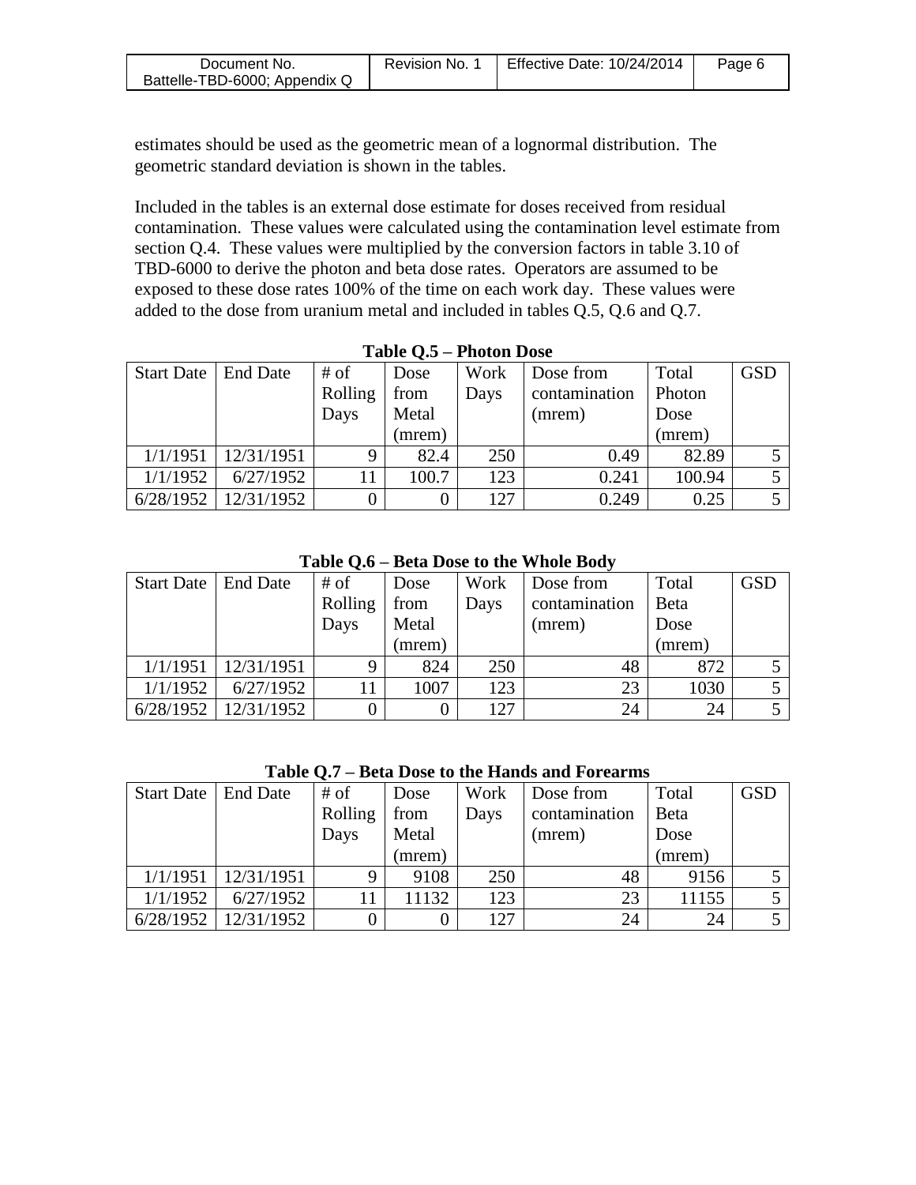estimates should be used as the geometric mean of a lognormal distribution. The geometric standard deviation is shown in the tables.

Included in the tables is an external dose estimate for doses received from residual contamination. These values were calculated using the contamination level estimate from section Q.4. These values were multiplied by the conversion factors in table 3.10 of TBD-6000 to derive the photon and beta dose rates. Operators are assumed to be exposed to these dose rates 100% of the time on each work day. These values were added to the dose from uranium metal and included in tables Q.5, Q.6 and Q.7.

**Table Q.5 – Photon Dose**

| Start Date | End Date | # of Rolling Days | Dose from Metal (mrem) | Work Days | Dose from contamination (mrem) | Total Photon Dose (mrem) | GSD |
|---|---|---|---|---|---|---|---|
| 1/1/1951 | 12/31/1951 | 9 | 82.4 | 250 | 0.49 | 82.89 | 5 |
| 1/1/1952 | 6/27/1952 | 11 | 100.7 | 123 | 0.241 | 100.94 | 5 |
| 6/28/1952 | 12/31/1952 | 0 | 0 | 127 | 0.249 | 0.25 | 5 |

**Table Q.6 – Beta Dose to the Whole Body**

| Start Date | End Date | # of Rolling Days | Dose from Metal (mrem) | Work Days | Dose from contamination (mrem) | Total Beta Dose (mrem) | GSD |
|---|---|---|---|---|---|---|---|
| 1/1/1951 | 12/31/1951 | 9 | 824 | 250 | 48 | 872 | 5 |
| 1/1/1952 | 6/27/1952 | 11 | 1007 | 123 | 23 | 1030 | 5 |
| 6/28/1952 | 12/31/1952 | 0 | 0 | 127 | 24 | 24 | 5 |

**Table Q.7 – Beta Dose to the Hands and Forearms**

| Start Date | End Date | # of Rolling Days | Dose from Metal (mrem) | Work Days | Dose from contamination (mrem) | Total Beta Dose (mrem) | GSD |
|---|---|---|---|---|---|---|---|
| 1/1/1951 | 12/31/1951 | 9 | 9108 | 250 | 48 | 9156 | 5 |
| 1/1/1952 | 6/27/1952 | 11 | 11132 | 123 | 23 | 11155 | 5 |
| 6/28/1952 | 12/31/1952 | 0 | 0 | 127 | 24 | 24 | 5 |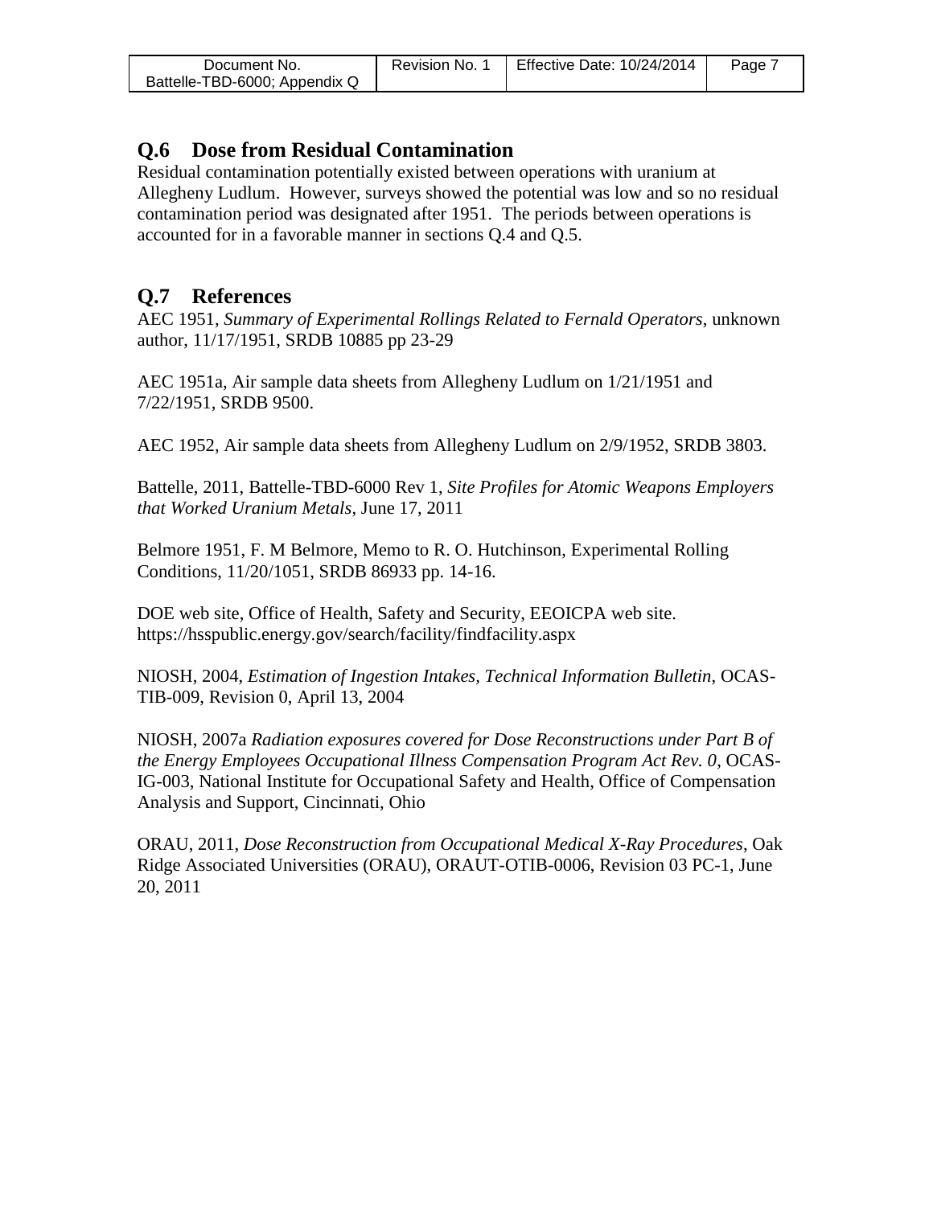## Q.6 Dose from Residual Contamination

Residual contamination potentially existed between operations with uranium at Allegheny Ludlum. However, surveys showed the potential was low and so no residual contamination period was designated after 1951. The periods between operations is accounted for in a favorable manner in sections Q.4 and Q.5.

## Q.7 References

AEC 1951, *Summary of Experimental Rollings Related to Fernald Operators*, unknown author, 11/17/1951, SRDB 10885 pp 23-29

AEC 1951a, Air sample data sheets from Allegheny Ludlum on 1/21/1951 and 7/22/1951, SRDB 9500.

AEC 1952, Air sample data sheets from Allegheny Ludlum on 2/9/1952, SRDB 3803.

Battelle, 2011, Battelle-TBD-6000 Rev 1, *Site Profiles for Atomic Weapons Employers that Worked Uranium Metals*, June 17, 2011

Belmore 1951, F. M Belmore, Memo to R. O. Hutchinson, Experimental Rolling Conditions, 11/20/1051, SRDB 86933 pp. 14-16.

DOE web site, Office of Health, Safety and Security, EEOICPA web site. https://hsspublic.energy.gov/search/facility/findfacility.aspx

NIOSH, 2004, *Estimation of Ingestion Intakes, Technical Information Bulletin*, OCAS-TIB-009, Revision 0, April 13, 2004

NIOSH, 2007a *Radiation exposures covered for Dose Reconstructions under Part B of the Energy Employees Occupational Illness Compensation Program Act Rev. 0*, OCAS-IG-003, National Institute for Occupational Safety and Health, Office of Compensation Analysis and Support, Cincinnati, Ohio

ORAU, 2011, *Dose Reconstruction from Occupational Medical X-Ray Procedures*, Oak Ridge Associated Universities (ORAU), ORAUT-OTIB-0006, Revision 03 PC-1, June 20, 2011